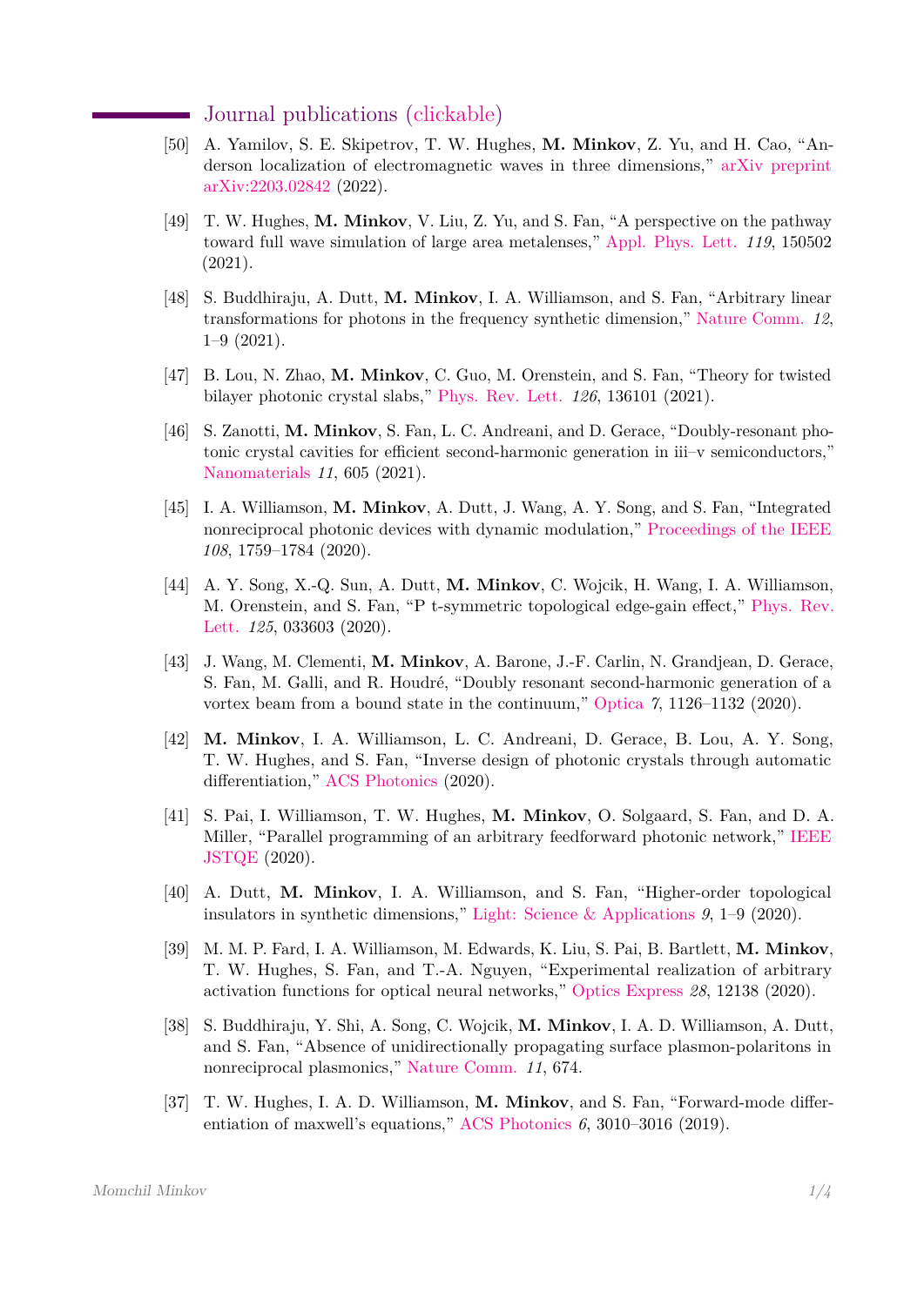## Journal publications (clickable)

[50] A. Yamilov, S. E. Skipetrov, T. W. Hughes, **M. Minkov**, Z. Yu, and H. Cao, "Anderson localization of electromagnetic waves in three dimensions," arXiv preprint arXiv:2203.02842 (2022).

[49] T. W. Hughes, **M. Minkov**, V. Liu, Z. Yu, and S. Fan, "A perspective on the pathway toward full wave simulation of large area metalenses," Appl. Phys. Lett. *119*, 150502 (2021).

[48] S. Buddhiraju, A. Dutt, **M. Minkov**, I. A. Williamson, and S. Fan, "Arbitrary linear transformations for photons in the frequency synthetic dimension," Nature Comm. *12*, 1–9 (2021).

[47] B. Lou, N. Zhao, **M. Minkov**, C. Guo, M. Orenstein, and S. Fan, "Theory for twisted bilayer photonic crystal slabs," Phys. Rev. Lett. *126*, 136101 (2021).

[46] S. Zanotti, **M. Minkov**, S. Fan, L. C. Andreani, and D. Gerace, "Doubly-resonant photonic crystal cavities for efficient second-harmonic generation in iii–v semiconductors," Nanomaterials *11*, 605 (2021).

[45] I. A. Williamson, **M. Minkov**, A. Dutt, J. Wang, A. Y. Song, and S. Fan, "Integrated nonreciprocal photonic devices with dynamic modulation," Proceedings of the IEEE *108*, 1759–1784 (2020).

[44] A. Y. Song, X.-Q. Sun, A. Dutt, **M. Minkov**, C. Wojcik, H. Wang, I. A. Williamson, M. Orenstein, and S. Fan, "P t-symmetric topological edge-gain effect," Phys. Rev. Lett. *125*, 033603 (2020).

[43] J. Wang, M. Clementi, **M. Minkov**, A. Barone, J.-F. Carlin, N. Grandjean, D. Gerace, S. Fan, M. Galli, and R. Houdré, "Doubly resonant second-harmonic generation of a vortex beam from a bound state in the continuum," Optica *7*, 1126–1132 (2020).

[42] **M. Minkov**, I. A. Williamson, L. C. Andreani, D. Gerace, B. Lou, A. Y. Song, T. W. Hughes, and S. Fan, "Inverse design of photonic crystals through automatic differentiation," ACS Photonics (2020).

[41] S. Pai, I. Williamson, T. W. Hughes, **M. Minkov**, O. Solgaard, S. Fan, and D. A. Miller, "Parallel programming of an arbitrary feedforward photonic network," IEEE JSTQE (2020).

[40] A. Dutt, **M. Minkov**, I. A. Williamson, and S. Fan, "Higher-order topological insulators in synthetic dimensions," Light: Science & Applications *9*, 1–9 (2020).

[39] M. M. P. Fard, I. A. Williamson, M. Edwards, K. Liu, S. Pai, B. Bartlett, **M. Minkov**, T. W. Hughes, S. Fan, and T.-A. Nguyen, "Experimental realization of arbitrary activation functions for optical neural networks," Optics Express *28*, 12138 (2020).

[38] S. Buddhiraju, Y. Shi, A. Song, C. Wojcik, **M. Minkov**, I. A. D. Williamson, A. Dutt, and S. Fan, "Absence of unidirectionally propagating surface plasmon-polaritons in nonreciprocal plasmonics," Nature Comm. *11*, 674.

[37] T. W. Hughes, I. A. D. Williamson, **M. Minkov**, and S. Fan, "Forward-mode differentiation of maxwell's equations," ACS Photonics *6*, 3010–3016 (2019).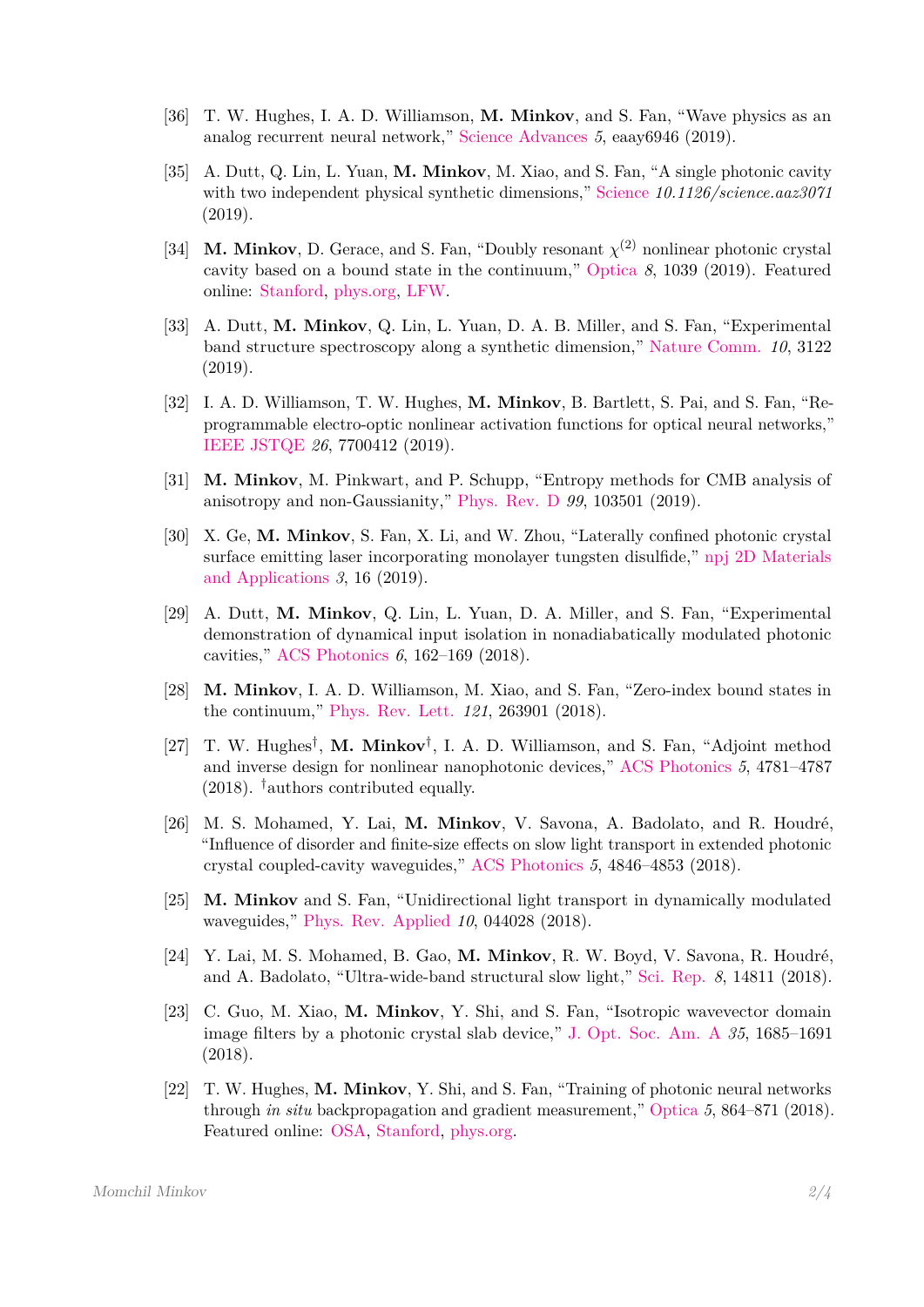[36] T. W. Hughes, I. A. D. Williamson, **M. Minkov**, and S. Fan, "Wave physics as an analog recurrent neural network," Science Advances *5*, eaay6946 (2019).

[35] A. Dutt, Q. Lin, L. Yuan, **M. Minkov**, M. Xiao, and S. Fan, "A single photonic cavity with two independent physical synthetic dimensions," Science *10.1126/science.aaz3071* (2019).

[34] **M. Minkov**, D. Gerace, and S. Fan, "Doubly resonant $\chi^{(2)}$ nonlinear photonic crystal cavity based on a bound state in the continuum," Optica *8*, 1039 (2019). Featured online: Stanford, phys.org, LFW.

[33] A. Dutt, **M. Minkov**, Q. Lin, L. Yuan, D. A. B. Miller, and S. Fan, "Experimental band structure spectroscopy along a synthetic dimension," Nature Comm. *10*, 3122 (2019).

[32] I. A. D. Williamson, T. W. Hughes, **M. Minkov**, B. Bartlett, S. Pai, and S. Fan, "Reprogrammable electro-optic nonlinear activation functions for optical neural networks," IEEE JSTQE *26*, 7700412 (2019).

[31] **M. Minkov**, M. Pinkwart, and P. Schupp, "Entropy methods for CMB analysis of anisotropy and non-Gaussianity," Phys. Rev. D *99*, 103501 (2019).

[30] X. Ge, **M. Minkov**, S. Fan, X. Li, and W. Zhou, "Laterally confined photonic crystal surface emitting laser incorporating monolayer tungsten disulfide," npj 2D Materials and Applications *3*, 16 (2019).

[29] A. Dutt, **M. Minkov**, Q. Lin, L. Yuan, D. A. Miller, and S. Fan, "Experimental demonstration of dynamical input isolation in nonadiabatically modulated photonic cavities," ACS Photonics *6*, 162–169 (2018).

[28] **M. Minkov**, I. A. D. Williamson, M. Xiao, and S. Fan, "Zero-index bound states in the continuum," Phys. Rev. Lett. *121*, 263901 (2018).

[27] T. W. Hughes[†], **M. Minkov**[†], I. A. D. Williamson, and S. Fan, "Adjoint method and inverse design for nonlinear nanophotonic devices," ACS Photonics *5*, 4781–4787 (2018). [†]authors contributed equally.

[26] M. S. Mohamed, Y. Lai, **M. Minkov**, V. Savona, A. Badolato, and R. Houdré, "Influence of disorder and finite-size effects on slow light transport in extended photonic crystal coupled-cavity waveguides," ACS Photonics *5*, 4846–4853 (2018).

[25] **M. Minkov** and S. Fan, "Unidirectional light transport in dynamically modulated waveguides," Phys. Rev. Applied *10*, 044028 (2018).

[24] Y. Lai, M. S. Mohamed, B. Gao, **M. Minkov**, R. W. Boyd, V. Savona, R. Houdré, and A. Badolato, "Ultra-wide-band structural slow light," Sci. Rep. *8*, 14811 (2018).

[23] C. Guo, M. Xiao, **M. Minkov**, Y. Shi, and S. Fan, "Isotropic wavevector domain image filters by a photonic crystal slab device," J. Opt. Soc. Am. A *35*, 1685–1691 (2018).

[22] T. W. Hughes, **M. Minkov**, Y. Shi, and S. Fan, "Training of photonic neural networks through *in situ* backpropagation and gradient measurement," Optica *5*, 864–871 (2018). Featured online: OSA, Stanford, phys.org.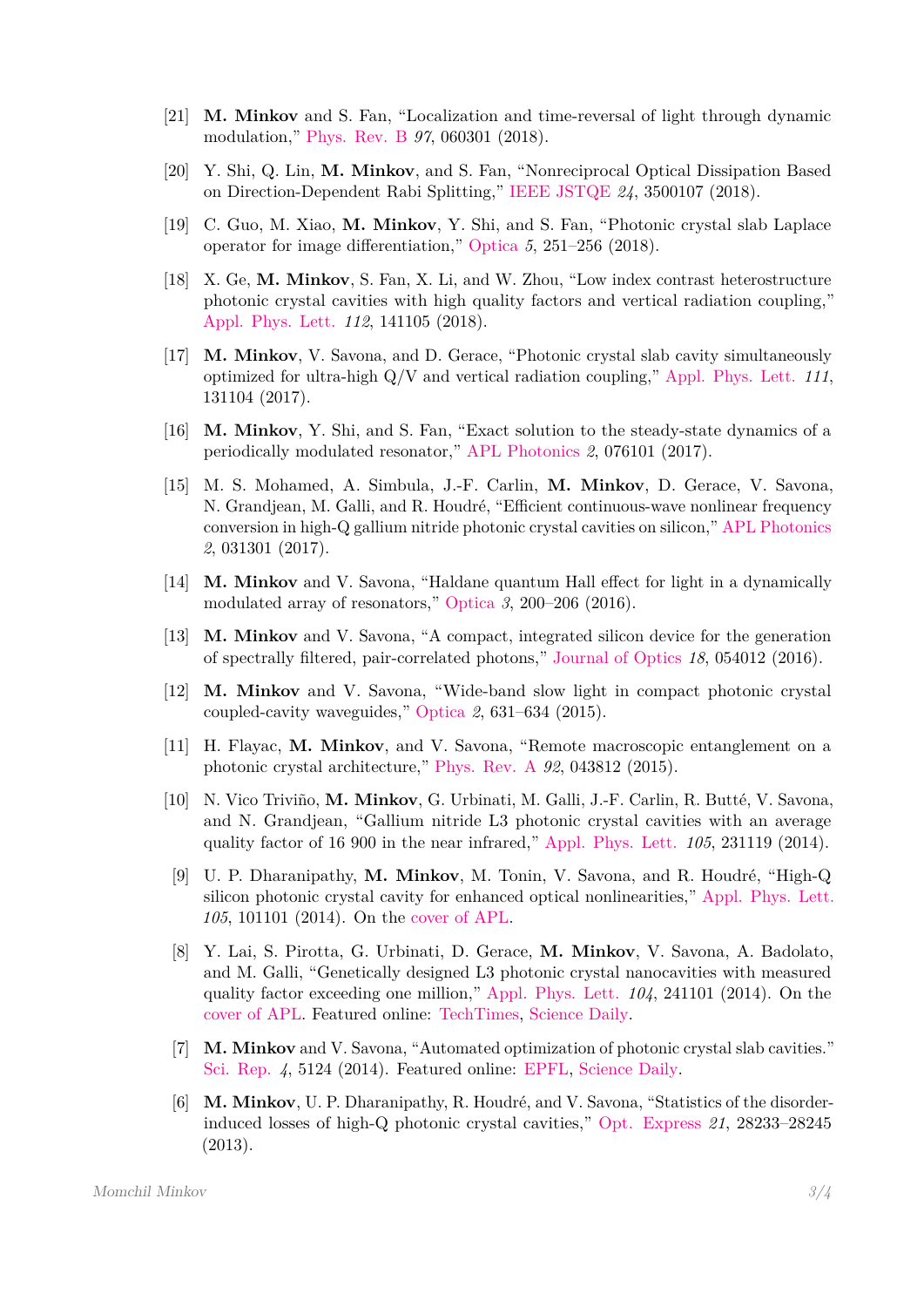[21] **M. Minkov** and S. Fan, "Localization and time-reversal of light through dynamic modulation," Phys. Rev. B *97*, 060301 (2018).

[20] Y. Shi, Q. Lin, **M. Minkov**, and S. Fan, "Nonreciprocal Optical Dissipation Based on Direction-Dependent Rabi Splitting," IEEE JSTQE *24*, 3500107 (2018).

[19] C. Guo, M. Xiao, **M. Minkov**, Y. Shi, and S. Fan, "Photonic crystal slab Laplace operator for image differentiation," Optica *5*, 251–256 (2018).

[18] X. Ge, **M. Minkov**, S. Fan, X. Li, and W. Zhou, "Low index contrast heterostructure photonic crystal cavities with high quality factors and vertical radiation coupling," Appl. Phys. Lett. *112*, 141105 (2018).

[17] **M. Minkov**, V. Savona, and D. Gerace, "Photonic crystal slab cavity simultaneously optimized for ultra-high Q/V and vertical radiation coupling," Appl. Phys. Lett. *111*, 131104 (2017).

[16] **M. Minkov**, Y. Shi, and S. Fan, "Exact solution to the steady-state dynamics of a periodically modulated resonator," APL Photonics *2*, 076101 (2017).

[15] M. S. Mohamed, A. Simbula, J.-F. Carlin, **M. Minkov**, D. Gerace, V. Savona, N. Grandjean, M. Galli, and R. Houdré, "Efficient continuous-wave nonlinear frequency conversion in high-Q gallium nitride photonic crystal cavities on silicon," APL Photonics *2*, 031301 (2017).

[14] **M. Minkov** and V. Savona, "Haldane quantum Hall effect for light in a dynamically modulated array of resonators," Optica *3*, 200–206 (2016).

[13] **M. Minkov** and V. Savona, "A compact, integrated silicon device for the generation of spectrally filtered, pair-correlated photons," Journal of Optics *18*, 054012 (2016).

[12] **M. Minkov** and V. Savona, "Wide-band slow light in compact photonic crystal coupled-cavity waveguides," Optica *2*, 631–634 (2015).

[11] H. Flayac, **M. Minkov**, and V. Savona, "Remote macroscopic entanglement on a photonic crystal architecture," Phys. Rev. A *92*, 043812 (2015).

[10] N. Vico Triviño, **M. Minkov**, G. Urbinati, M. Galli, J.-F. Carlin, R. Butté, V. Savona, and N. Grandjean, "Gallium nitride L3 photonic crystal cavities with an average quality factor of 16 900 in the near infrared," Appl. Phys. Lett. *105*, 231119 (2014).

[9] U. P. Dharanipathy, **M. Minkov**, M. Tonin, V. Savona, and R. Houdré, "High-Q silicon photonic crystal cavity for enhanced optical nonlinearities," Appl. Phys. Lett. *105*, 101101 (2014). On the cover of APL.

[8] Y. Lai, S. Pirotta, G. Urbinati, D. Gerace, **M. Minkov**, V. Savona, A. Badolato, and M. Galli, "Genetically designed L3 photonic crystal nanocavities with measured quality factor exceeding one million," Appl. Phys. Lett. *104*, 241101 (2014). On the cover of APL. Featured online: TechTimes, Science Daily.

[7] **M. Minkov** and V. Savona, "Automated optimization of photonic crystal slab cavities." Sci. Rep. *4*, 5124 (2014). Featured online: EPFL, Science Daily.

[6] **M. Minkov**, U. P. Dharanipathy, R. Houdré, and V. Savona, "Statistics of the disorder-induced losses of high-Q photonic crystal cavities," Opt. Express *21*, 28233–28245 (2013).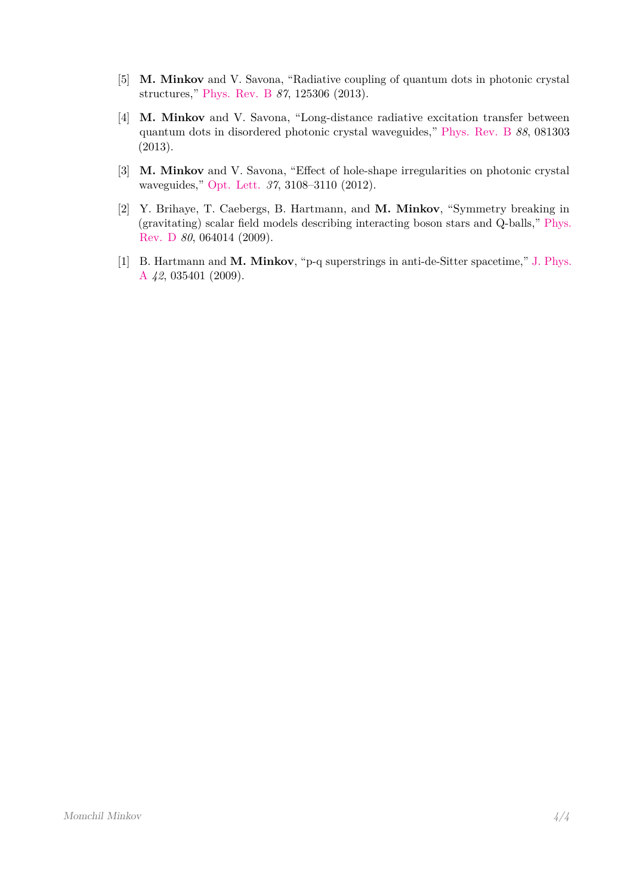[5] **M. Minkov** and V. Savona, "Radiative coupling of quantum dots in photonic crystal structures," Phys. Rev. B *87*, 125306 (2013).

[4] **M. Minkov** and V. Savona, "Long-distance radiative excitation transfer between quantum dots in disordered photonic crystal waveguides," Phys. Rev. B *88*, 081303 (2013).

[3] **M. Minkov** and V. Savona, "Effect of hole-shape irregularities on photonic crystal waveguides," Opt. Lett. *37*, 3108–3110 (2012).

[2] Y. Brihaye, T. Caebergs, B. Hartmann, and **M. Minkov**, "Symmetry breaking in (gravitating) scalar field models describing interacting boson stars and Q-balls," Phys. Rev. D *80*, 064014 (2009).

[1] B. Hartmann and **M. Minkov**, "p-q superstrings in anti-de-Sitter spacetime," J. Phys. A *42*, 035401 (2009).